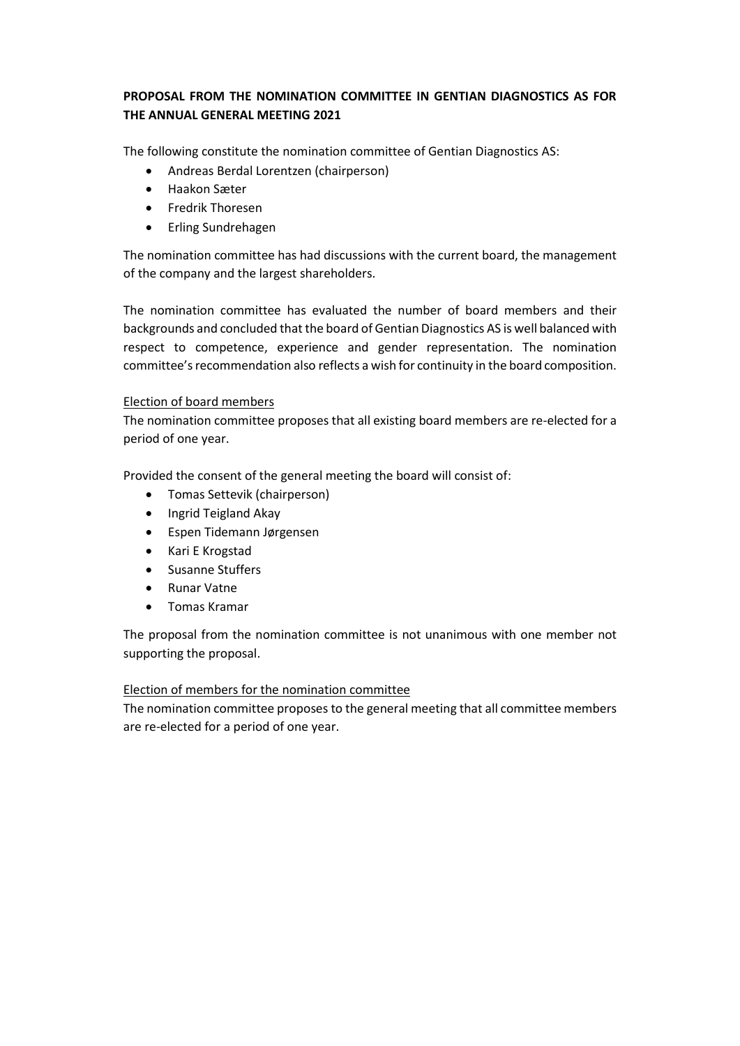**PROPOSAL FROM THE NOMINATION COMMITTEE IN GENTIAN DIAGNOSTICS AS FOR THE ANNUAL GENERAL MEETING 2021**

The following constitute the nomination committee of Gentian Diagnostics AS:

- Andreas Berdal Lorentzen (chairperson)
- Haakon Sæter
- Fredrik Thoresen
- Erling Sundrehagen

The nomination committee has had discussions with the current board, the management of the company and the largest shareholders.

The nomination committee has evaluated the number of board members and their backgrounds and concluded that the board of Gentian Diagnostics AS is well balanced with respect to competence, experience and gender representation. The nomination committee's recommendation also reflects a wish for continuity in the board composition.

<u>Election of board members</u>

The nomination committee proposes that all existing board members are re-elected for a period of one year.

Provided the consent of the general meeting the board will consist of:

- Tomas Settevik (chairperson)
- Ingrid Teigland Akay
- Espen Tidemann Jørgensen
- Kari E Krogstad
- Susanne Stuffers
- Runar Vatne
- Tomas Kramar

The proposal from the nomination committee is not unanimous with one member not supporting the proposal.

<u>Election of members for the nomination committee</u>

The nomination committee proposes to the general meeting that all committee members are re-elected for a period of one year.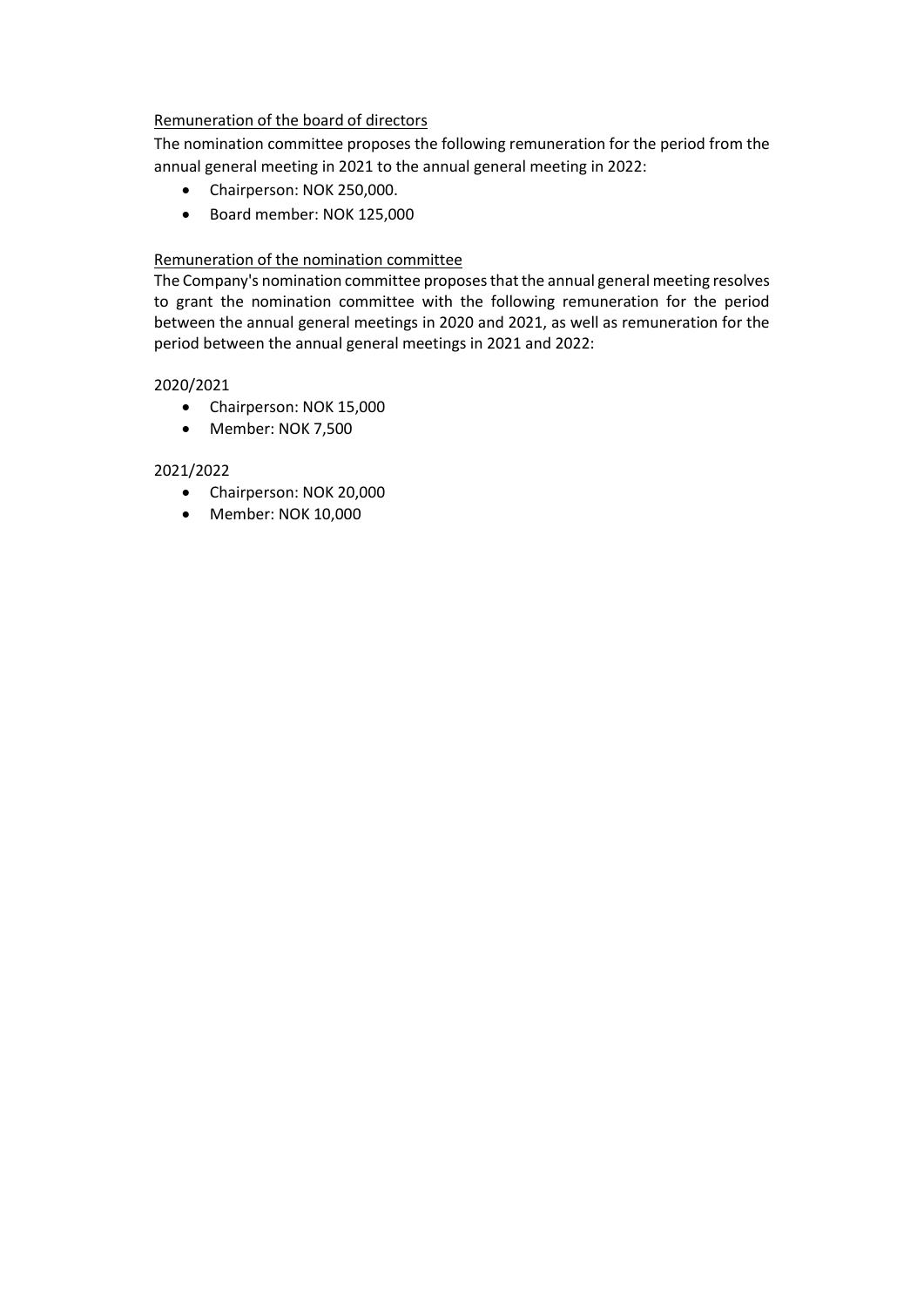Remuneration of the board of directors

The nomination committee proposes the following remuneration for the period from the annual general meeting in 2021 to the annual general meeting in 2022:

- Chairperson: NOK 250,000.
- Board member: NOK 125,000

Remuneration of the nomination committee

The Company's nomination committee proposes that the annual general meeting resolves to grant the nomination committee with the following remuneration for the period between the annual general meetings in 2020 and 2021, as well as remuneration for the period between the annual general meetings in 2021 and 2022:

2020/2021

- Chairperson: NOK 15,000
- Member: NOK 7,500

2021/2022

- Chairperson: NOK 20,000
- Member: NOK 10,000